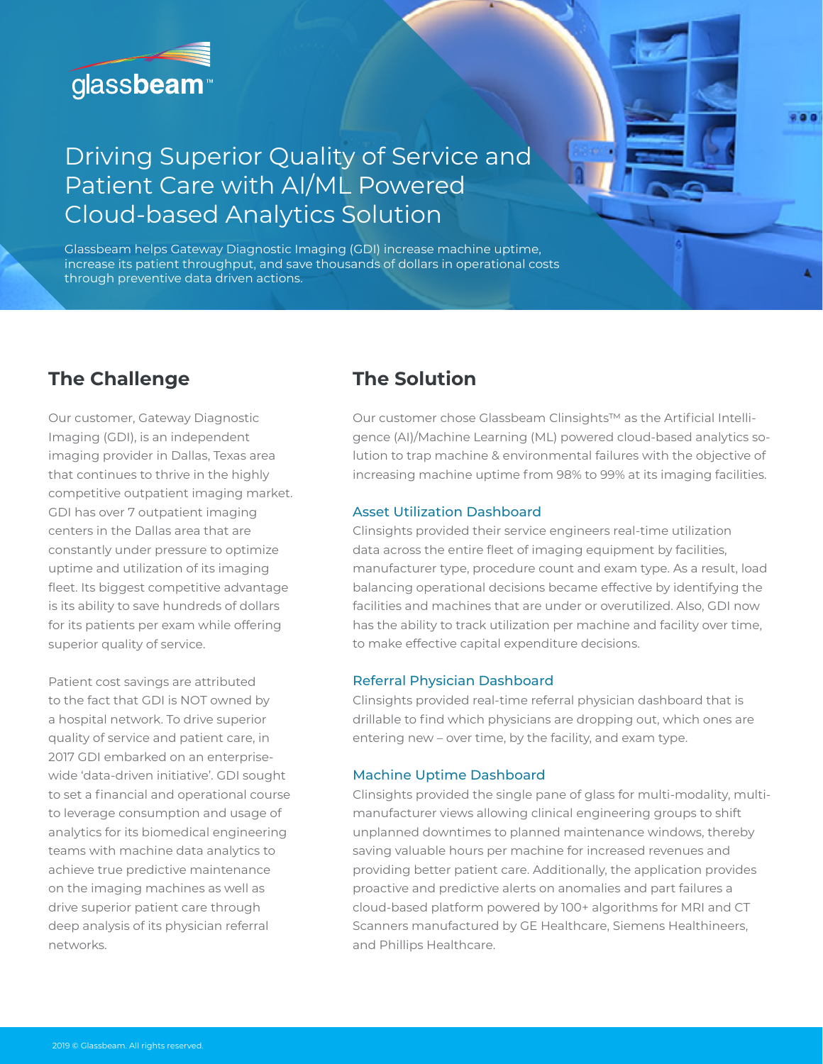glassbeam™

# Driving Superior Quality of Service and Patient Care with AI/ML Powered Cloud-based Analytics Solution

Glassbeam helps Gateway Diagnostic Imaging (GDI) increase machine uptime, increase its patient throughput, and save thousands of dollars in operational costs through preventive data driven actions.

## The Challenge

Our customer, Gateway Diagnostic Imaging (GDI), is an independent imaging provider in Dallas, Texas area that continues to thrive in the highly competitive outpatient imaging market. GDI has over 7 outpatient imaging centers in the Dallas area that are constantly under pressure to optimize uptime and utilization of its imaging fleet. Its biggest competitive advantage is its ability to save hundreds of dollars for its patients per exam while offering superior quality of service.

Patient cost savings are attributed to the fact that GDI is NOT owned by a hospital network. To drive superior quality of service and patient care, in 2017 GDI embarked on an enterprise-wide 'data-driven initiative'. GDI sought to set a financial and operational course to leverage consumption and usage of analytics for its biomedical engineering teams with machine data analytics to achieve true predictive maintenance on the imaging machines as well as drive superior patient care through deep analysis of its physician referral networks.

## The Solution

Our customer chose Glassbeam Clinsights™ as the Artificial Intelligence (AI)/Machine Learning (ML) powered cloud-based analytics solution to trap machine & environmental failures with the objective of increasing machine uptime from 98% to 99% at its imaging facilities.

### Asset Utilization Dashboard

Clinsights provided their service engineers real-time utilization data across the entire fleet of imaging equipment by facilities, manufacturer type, procedure count and exam type. As a result, load balancing operational decisions became effective by identifying the facilities and machines that are under or overutilized. Also, GDI now has the ability to track utilization per machine and facility over time, to make effective capital expenditure decisions.

### Referral Physician Dashboard

Clinsights provided real-time referral physician dashboard that is drillable to find which physicians are dropping out, which ones are entering new – over time, by the facility, and exam type.

### Machine Uptime Dashboard

Clinsights provided the single pane of glass for multi-modality, multi-manufacturer views allowing clinical engineering groups to shift unplanned downtimes to planned maintenance windows, thereby saving valuable hours per machine for increased revenues and providing better patient care. Additionally, the application provides proactive and predictive alerts on anomalies and part failures a cloud-based platform powered by 100+ algorithms for MRI and CT Scanners manufactured by GE Healthcare, Siemens Healthineers, and Phillips Healthcare.

2019 © Glassbeam. All rights reserved.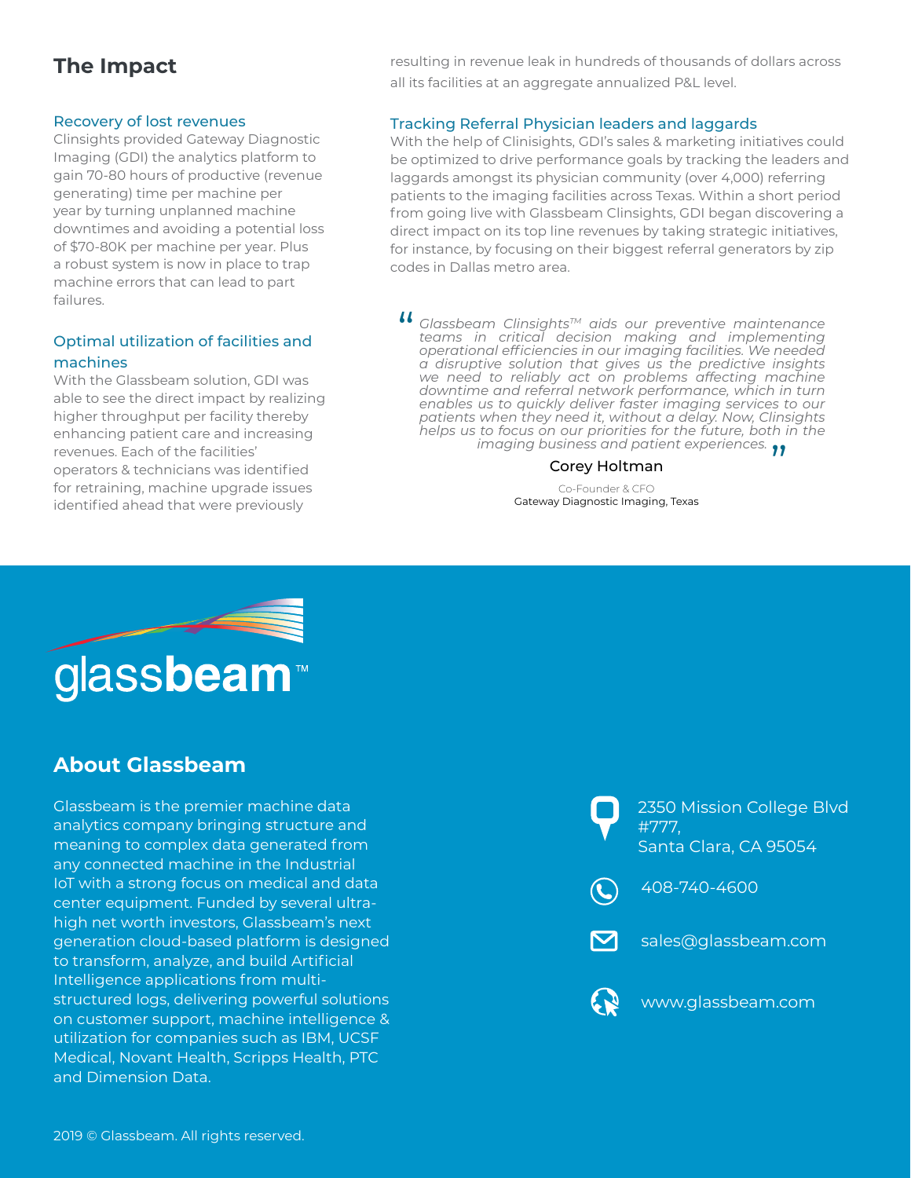## The Impact

### Recovery of lost revenues

Clinsights provided Gateway Diagnostic Imaging (GDI) the analytics platform to gain 70-80 hours of productive (revenue generating) time per machine per year by turning unplanned machine downtimes and avoiding a potential loss of $70-80K per machine per year. Plus a robust system is now in place to trap machine errors that can lead to part failures.

### Optimal utilization of facilities and machines

With the Glassbeam solution, GDI was able to see the direct impact by realizing higher throughput per facility thereby enhancing patient care and increasing revenues. Each of the facilities' operators & technicians was identified for retraining, machine upgrade issues identified ahead that were previously resulting in revenue leak in hundreds of thousands of dollars across all its facilities at an aggregate annualized P&L level.

### Tracking Referral Physician leaders and laggards

With the help of Clinisights, GDI's sales & marketing initiatives could be optimized to drive performance goals by tracking the leaders and laggards amongst its physician community (over 4,000) referring patients to the imaging facilities across Texas. Within a short period from going live with Glassbeam Clinsights, GDI began discovering a direct impact on its top line revenues by taking strategic initiatives, for instance, by focusing on their biggest referral generators by zip codes in Dallas metro area.

> "*Glassbeam Clinsights™ aids our preventive maintenance teams in critical decision making and implementing operational efficiencies in our imaging facilities. We needed a disruptive solution that gives us the predictive insights we need to reliably act on problems affecting machine downtime and referral network performance, which in turn enables us to quickly deliver faster imaging services to our patients when they need it, without a delay. Now, Clinsights helps us to focus on our priorities for the future, both in the imaging business and patient experiences.*"
>
> **Corey Holtman**
> Co-Founder & CFO
> Gateway Diagnostic Imaging, Texas

glassbeam™

## About Glassbeam

Glassbeam is the premier machine data analytics company bringing structure and meaning to complex data generated from any connected machine in the Industrial IoT with a strong focus on medical and data center equipment. Funded by several ultra-high net worth investors, Glassbeam's next generation cloud-based platform is designed to transform, analyze, and build Artificial Intelligence applications from multi-structured logs, delivering powerful solutions on customer support, machine intelligence & utilization for companies such as IBM, UCSF Medical, Novant Health, Scripps Health, PTC and Dimension Data.

2350 Mission College Blvd #777,
Santa Clara, CA 95054

408-740-4600

sales@glassbeam.com

www.glassbeam.com

2019 © Glassbeam. All rights reserved.